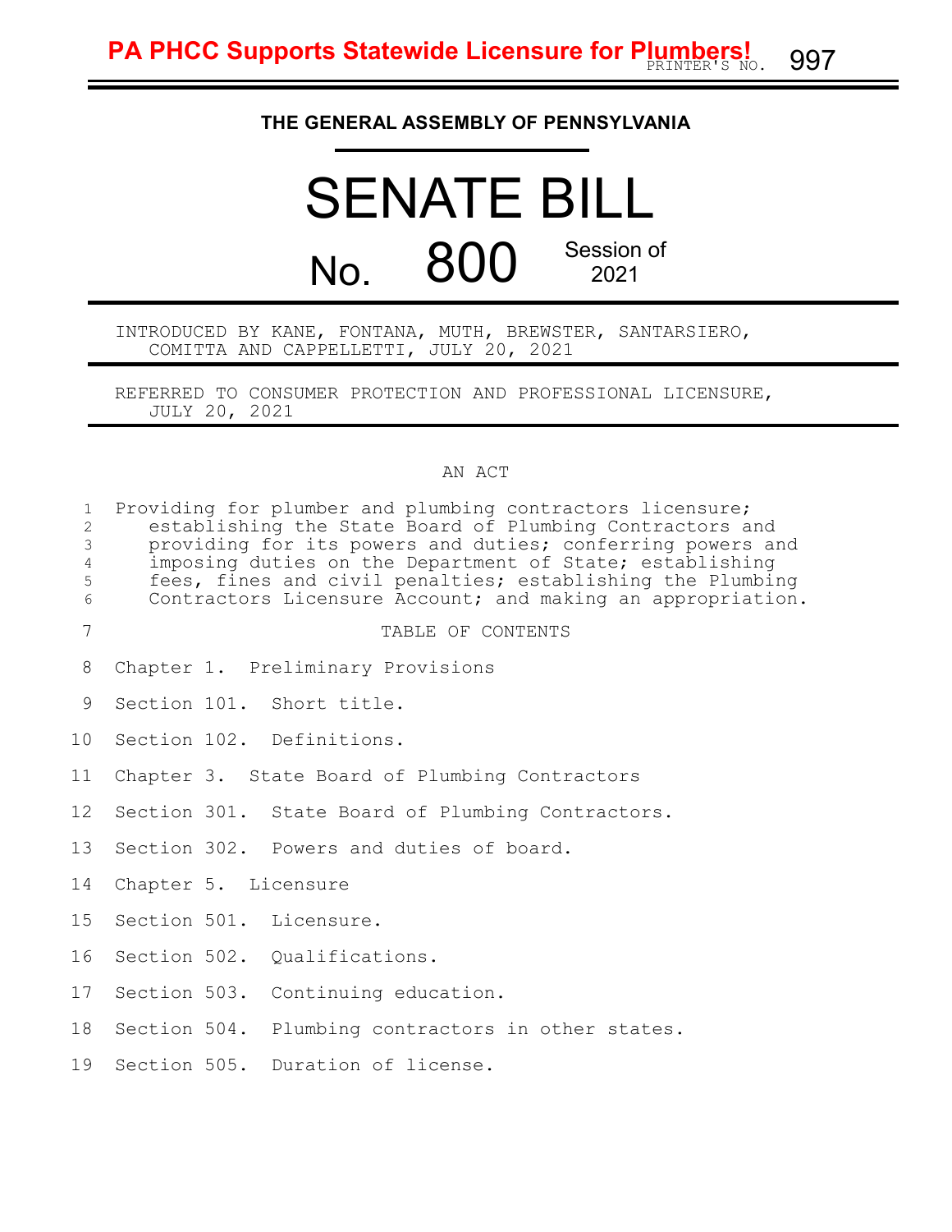**PA PHCC Supports Statewide Licensure for Plumbers!**

PRINTER'S NO. 997

## THE GENERAL ASSEMBLY OF PENNSYLVANIA

# SENATE BILL

## No. 800 Session of 2021

INTRODUCED BY KANE, FONTANA, MUTH, BREWSTER, SANTARSIERO, COMITTA AND CAPPELLETTI, JULY 20, 2021

REFERRED TO CONSUMER PROTECTION AND PROFESSIONAL LICENSURE, JULY 20, 2021

AN ACT

Providing for plumber and plumbing contractors licensure; establishing the State Board of Plumbing Contractors and providing for its powers and duties; conferring powers and imposing duties on the Department of State; establishing fees, fines and civil penalties; establishing the Plumbing Contractors Licensure Account; and making an appropriation.

TABLE OF CONTENTS

Chapter 1. Preliminary Provisions

Section 101. Short title.

Section 102. Definitions.

Chapter 3. State Board of Plumbing Contractors

Section 301. State Board of Plumbing Contractors.

Section 302. Powers and duties of board.

Chapter 5. Licensure

Section 501. Licensure.

Section 502. Qualifications.

Section 503. Continuing education.

Section 504. Plumbing contractors in other states.

Section 505. Duration of license.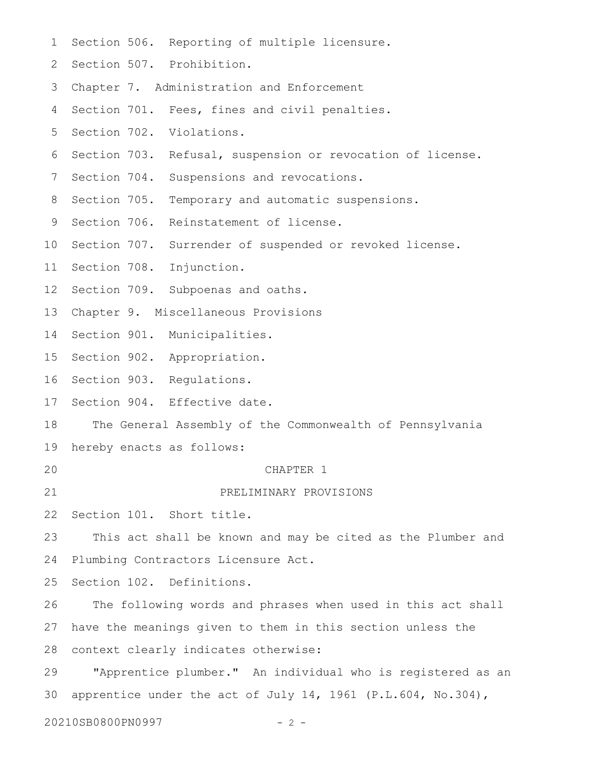Section 506. Reporting of multiple licensure.

Section 507. Prohibition.

Chapter 7. Administration and Enforcement

Section 701. Fees, fines and civil penalties.

Section 702. Violations.

Section 703. Refusal, suspension or revocation of license.

Section 704. Suspensions and revocations.

Section 705. Temporary and automatic suspensions.

Section 706. Reinstatement of license.

Section 707. Surrender of suspended or revoked license.

Section 708. Injunction.

Section 709. Subpoenas and oaths.

Chapter 9. Miscellaneous Provisions

Section 901. Municipalities.

Section 902. Appropriation.

Section 903. Regulations.

Section 904. Effective date.

The General Assembly of the Commonwealth of Pennsylvania hereby enacts as follows:

## CHAPTER 1

## PRELIMINARY PROVISIONS

Section 101. Short title.

This act shall be known and may be cited as the Plumber and Plumbing Contractors Licensure Act.

Section 102. Definitions.

The following words and phrases when used in this act shall have the meanings given to them in this section unless the context clearly indicates otherwise:

"Apprentice plumber." An individual who is registered as an apprentice under the act of July 14, 1961 (P.L.604, No.304),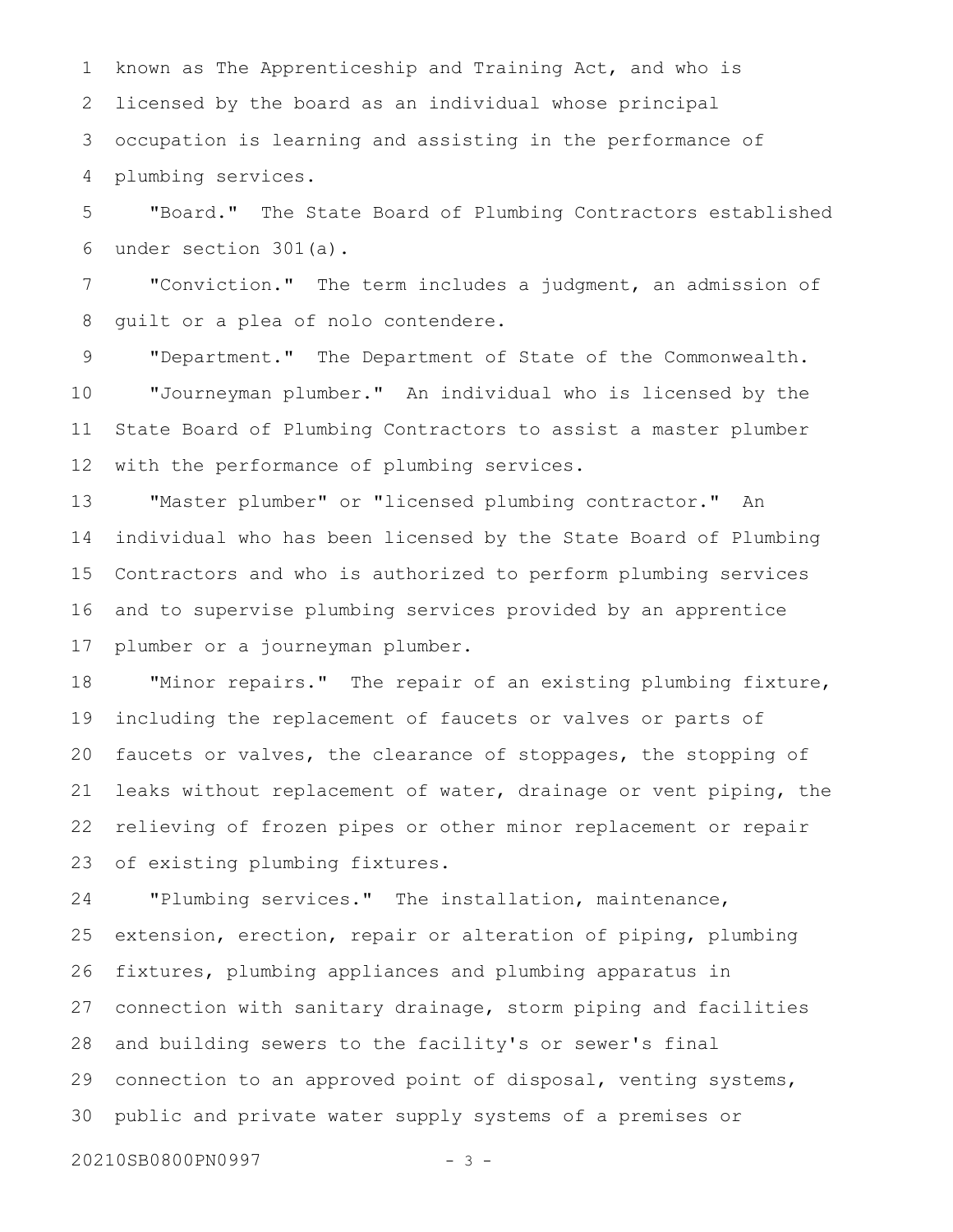known as The Apprenticeship and Training Act, and who is licensed by the board as an individual whose principal occupation is learning and assisting in the performance of plumbing services.

"Board." The State Board of Plumbing Contractors established under section 301(a).

"Conviction." The term includes a judgment, an admission of guilt or a plea of nolo contendere.

"Department." The Department of State of the Commonwealth.

"Journeyman plumber." An individual who is licensed by the State Board of Plumbing Contractors to assist a master plumber with the performance of plumbing services.

"Master plumber" or "licensed plumbing contractor." An individual who has been licensed by the State Board of Plumbing Contractors and who is authorized to perform plumbing services and to supervise plumbing services provided by an apprentice plumber or a journeyman plumber.

"Minor repairs." The repair of an existing plumbing fixture, including the replacement of faucets or valves or parts of faucets or valves, the clearance of stoppages, the stopping of leaks without replacement of water, drainage or vent piping, the relieving of frozen pipes or other minor replacement or repair of existing plumbing fixtures.

"Plumbing services." The installation, maintenance, extension, erection, repair or alteration of piping, plumbing fixtures, plumbing appliances and plumbing apparatus in connection with sanitary drainage, storm piping and facilities and building sewers to the facility's or sewer's final connection to an approved point of disposal, venting systems, public and private water supply systems of a premises or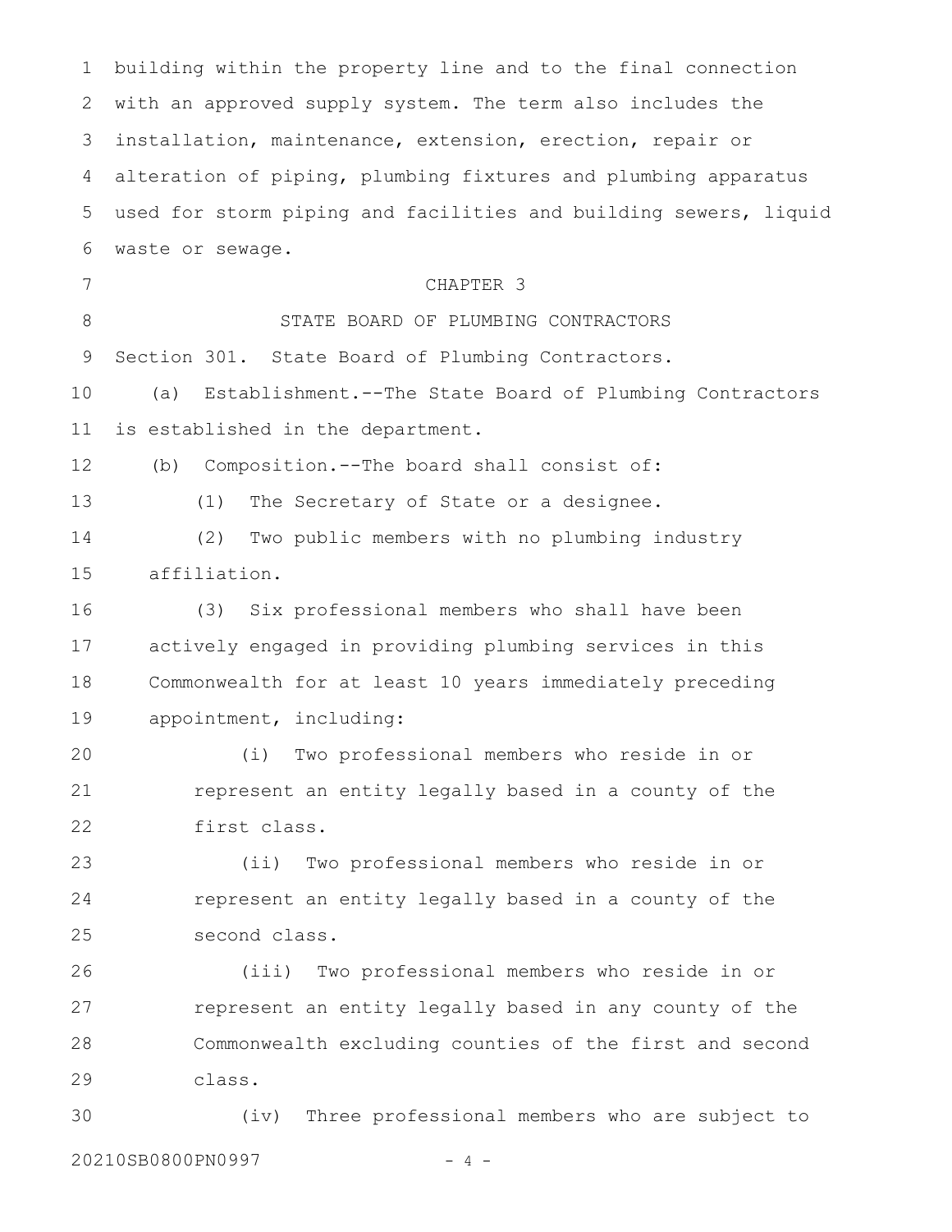building within the property line and to the final connection with an approved supply system. The term also includes the installation, maintenance, extension, erection, repair or alteration of piping, plumbing fixtures and plumbing apparatus used for storm piping and facilities and building sewers, liquid waste or sewage.

## CHAPTER 3

## STATE BOARD OF PLUMBING CONTRACTORS

Section 301. State Board of Plumbing Contractors.

(a) Establishment.--The State Board of Plumbing Contractors is established in the department.

(b) Composition.--The board shall consist of:

(1) The Secretary of State or a designee.

(2) Two public members with no plumbing industry affiliation.

(3) Six professional members who shall have been actively engaged in providing plumbing services in this Commonwealth for at least 10 years immediately preceding appointment, including:

(i) Two professional members who reside in or represent an entity legally based in a county of the first class.

(ii) Two professional members who reside in or represent an entity legally based in a county of the second class.

(iii) Two professional members who reside in or represent an entity legally based in any county of the Commonwealth excluding counties of the first and second class.

(iv) Three professional members who are subject to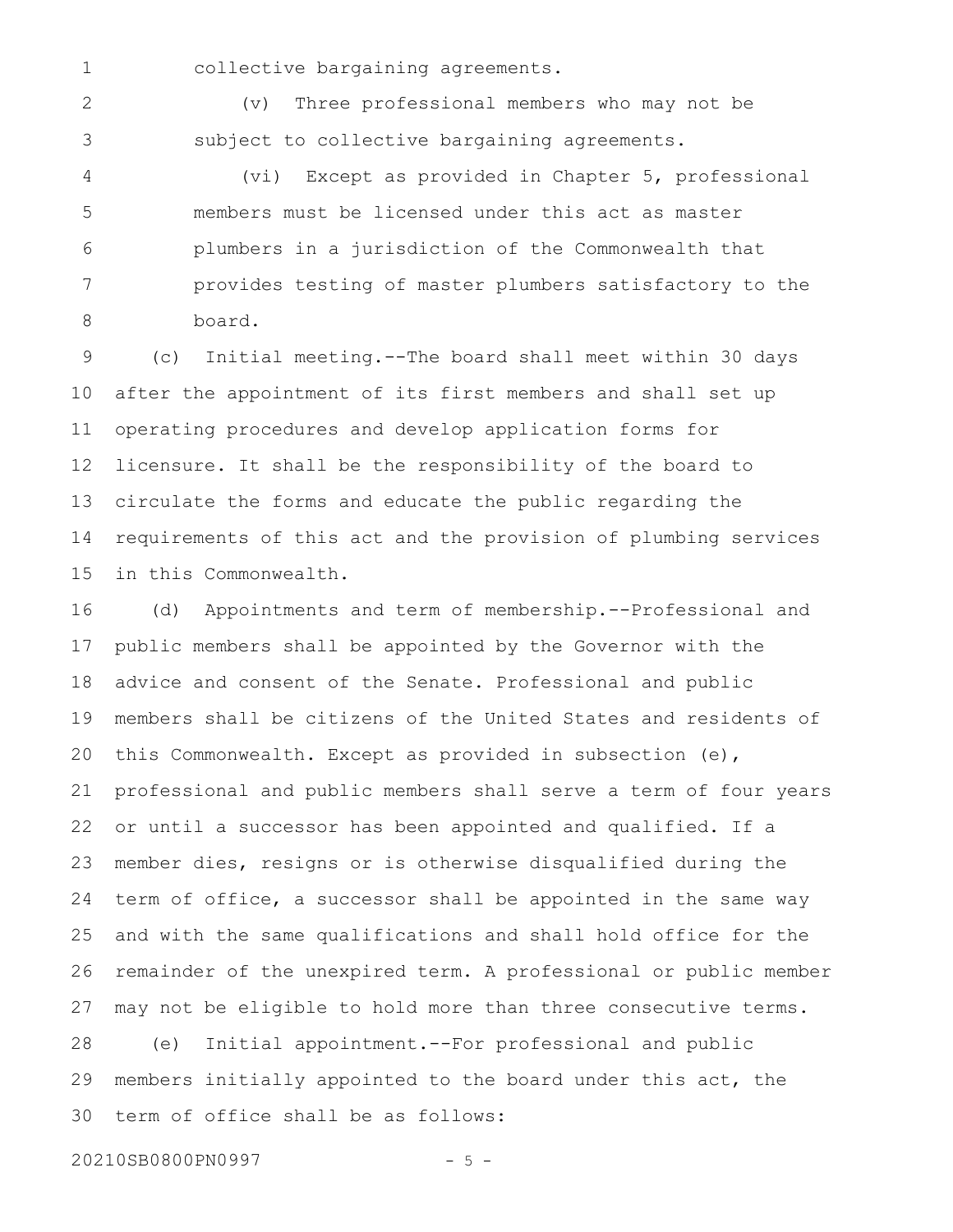collective bargaining agreements.

(v) Three professional members who may not be subject to collective bargaining agreements.

(vi) Except as provided in Chapter 5, professional members must be licensed under this act as master plumbers in a jurisdiction of the Commonwealth that provides testing of master plumbers satisfactory to the board.

(c) Initial meeting.--The board shall meet within 30 days after the appointment of its first members and shall set up operating procedures and develop application forms for licensure. It shall be the responsibility of the board to circulate the forms and educate the public regarding the requirements of this act and the provision of plumbing services in this Commonwealth.

(d) Appointments and term of membership.--Professional and public members shall be appointed by the Governor with the advice and consent of the Senate. Professional and public members shall be citizens of the United States and residents of this Commonwealth. Except as provided in subsection (e), professional and public members shall serve a term of four years or until a successor has been appointed and qualified. If a member dies, resigns or is otherwise disqualified during the term of office, a successor shall be appointed in the same way and with the same qualifications and shall hold office for the remainder of the unexpired term. A professional or public member may not be eligible to hold more than three consecutive terms.

(e) Initial appointment.--For professional and public members initially appointed to the board under this act, the term of office shall be as follows: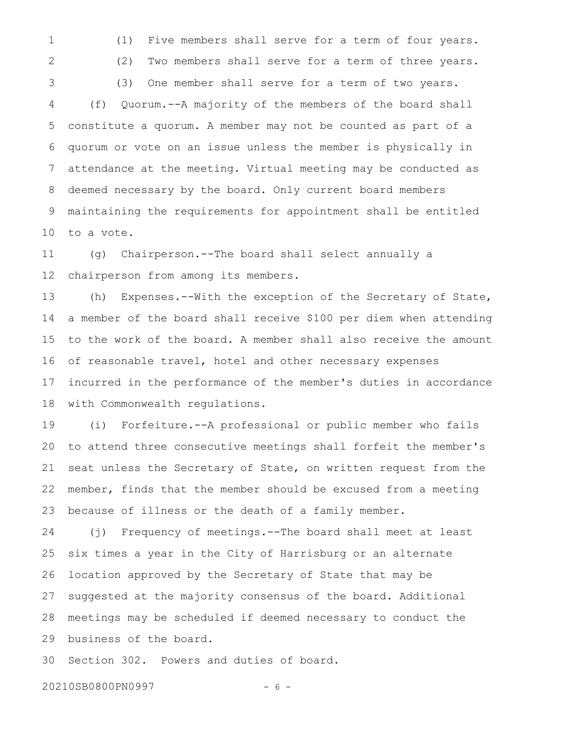(1) Five members shall serve for a term of four years.

(2) Two members shall serve for a term of three years.

(3) One member shall serve for a term of two years.

(f) Quorum.--A majority of the members of the board shall constitute a quorum. A member may not be counted as part of a quorum or vote on an issue unless the member is physically in attendance at the meeting. Virtual meeting may be conducted as deemed necessary by the board. Only current board members maintaining the requirements for appointment shall be entitled to a vote.

(g) Chairperson.--The board shall select annually a chairperson from among its members.

(h) Expenses.--With the exception of the Secretary of State, a member of the board shall receive $100 per diem when attending to the work of the board. A member shall also receive the amount of reasonable travel, hotel and other necessary expenses incurred in the performance of the member's duties in accordance with Commonwealth regulations.

(i) Forfeiture.--A professional or public member who fails to attend three consecutive meetings shall forfeit the member's seat unless the Secretary of State, on written request from the member, finds that the member should be excused from a meeting because of illness or the death of a family member.

(j) Frequency of meetings.--The board shall meet at least six times a year in the City of Harrisburg or an alternate location approved by the Secretary of State that may be suggested at the majority consensus of the board. Additional meetings may be scheduled if deemed necessary to conduct the business of the board.

Section 302. Powers and duties of board.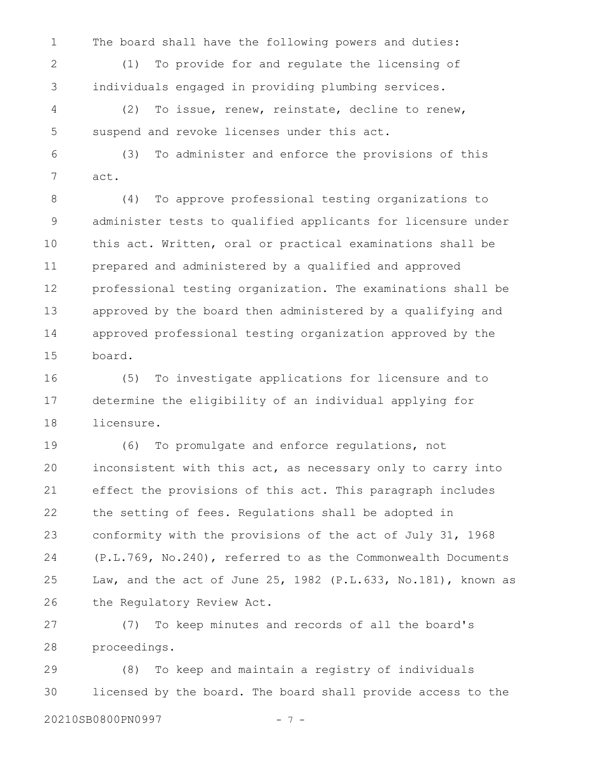The board shall have the following powers and duties:

(1) To provide for and regulate the licensing of individuals engaged in providing plumbing services.

(2) To issue, renew, reinstate, decline to renew, suspend and revoke licenses under this act.

(3) To administer and enforce the provisions of this act.

(4) To approve professional testing organizations to administer tests to qualified applicants for licensure under this act. Written, oral or practical examinations shall be prepared and administered by a qualified and approved professional testing organization. The examinations shall be approved by the board then administered by a qualifying and approved professional testing organization approved by the board.

(5) To investigate applications for licensure and to determine the eligibility of an individual applying for licensure.

(6) To promulgate and enforce regulations, not inconsistent with this act, as necessary only to carry into effect the provisions of this act. This paragraph includes the setting of fees. Regulations shall be adopted in conformity with the provisions of the act of July 31, 1968 (P.L.769, No.240), referred to as the Commonwealth Documents Law, and the act of June 25, 1982 (P.L.633, No.181), known as the Regulatory Review Act.

(7) To keep minutes and records of all the board's proceedings.

(8) To keep and maintain a registry of individuals licensed by the board. The board shall provide access to the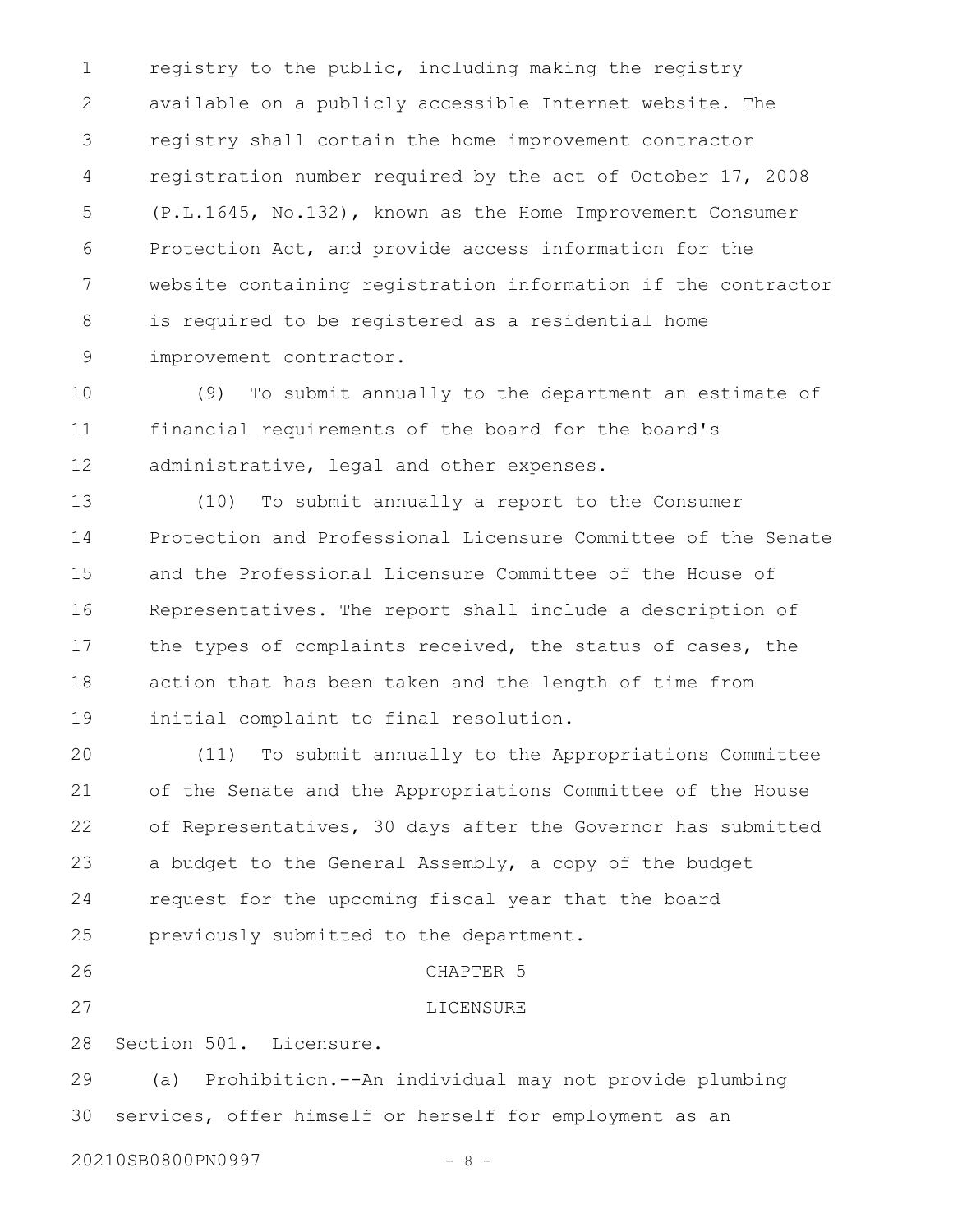registry to the public, including making the registry available on a publicly accessible Internet website. The registry shall contain the home improvement contractor registration number required by the act of October 17, 2008 (P.L.1645, No.132), known as the Home Improvement Consumer Protection Act, and provide access information for the website containing registration information if the contractor is required to be registered as a residential home improvement contractor.

(9) To submit annually to the department an estimate of financial requirements of the board for the board's administrative, legal and other expenses.

(10) To submit annually a report to the Consumer Protection and Professional Licensure Committee of the Senate and the Professional Licensure Committee of the House of Representatives. The report shall include a description of the types of complaints received, the status of cases, the action that has been taken and the length of time from initial complaint to final resolution.

(11) To submit annually to the Appropriations Committee of the Senate and the Appropriations Committee of the House of Representatives, 30 days after the Governor has submitted a budget to the General Assembly, a copy of the budget request for the upcoming fiscal year that the board previously submitted to the department.

## CHAPTER 5

## LICENSURE

Section 501. Licensure.

(a) Prohibition.--An individual may not provide plumbing services, offer himself or herself for employment as an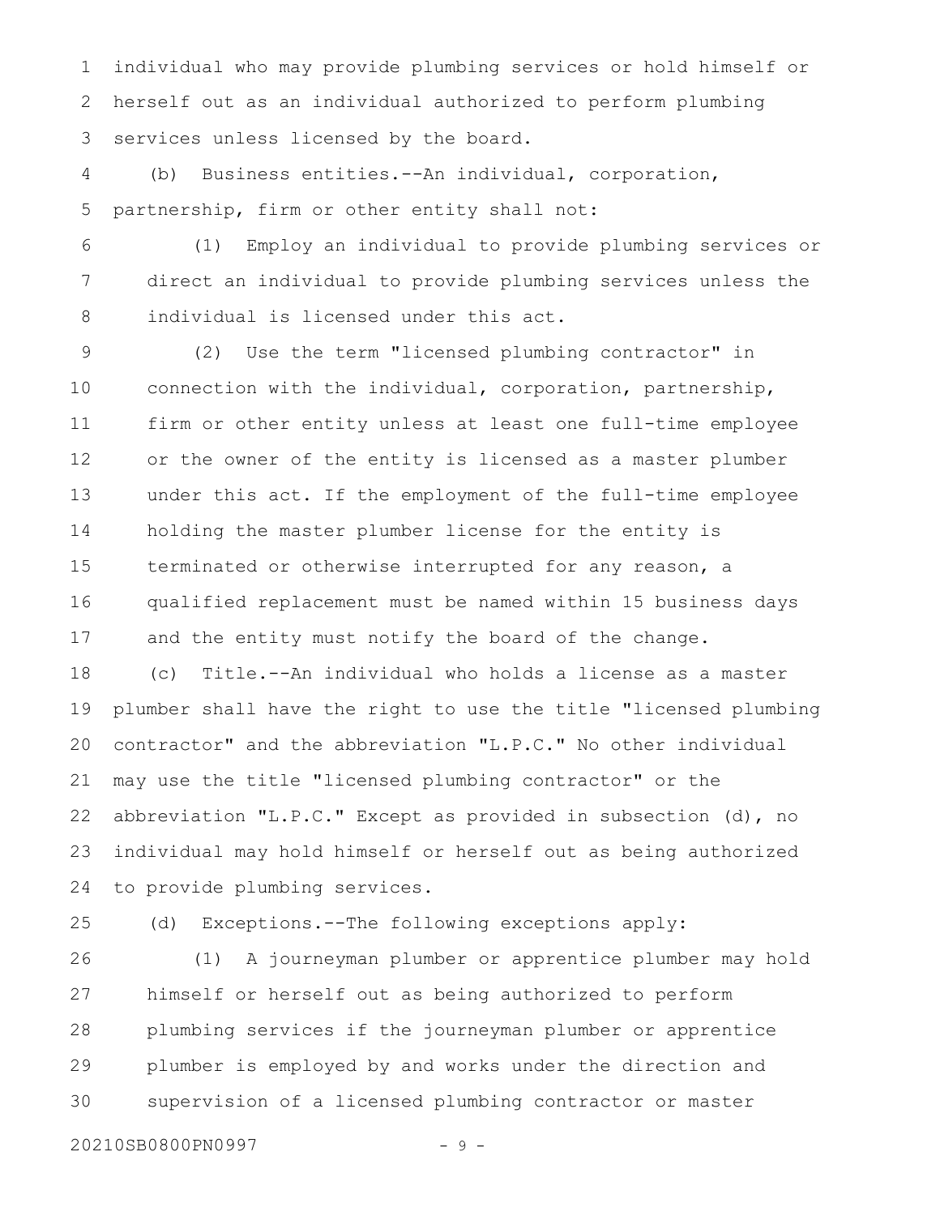individual who may provide plumbing services or hold himself or herself out as an individual authorized to perform plumbing services unless licensed by the board.

(b) Business entities.--An individual, corporation, partnership, firm or other entity shall not:

(1) Employ an individual to provide plumbing services or direct an individual to provide plumbing services unless the individual is licensed under this act.

(2) Use the term "licensed plumbing contractor" in connection with the individual, corporation, partnership, firm or other entity unless at least one full-time employee or the owner of the entity is licensed as a master plumber under this act. If the employment of the full-time employee holding the master plumber license for the entity is terminated or otherwise interrupted for any reason, a qualified replacement must be named within 15 business days and the entity must notify the board of the change.

(c) Title.--An individual who holds a license as a master plumber shall have the right to use the title "licensed plumbing contractor" and the abbreviation "L.P.C." No other individual may use the title "licensed plumbing contractor" or the abbreviation "L.P.C." Except as provided in subsection (d), no individual may hold himself or herself out as being authorized to provide plumbing services.

(d) Exceptions.--The following exceptions apply:

(1) A journeyman plumber or apprentice plumber may hold himself or herself out as being authorized to perform plumbing services if the journeyman plumber or apprentice plumber is employed by and works under the direction and supervision of a licensed plumbing contractor or master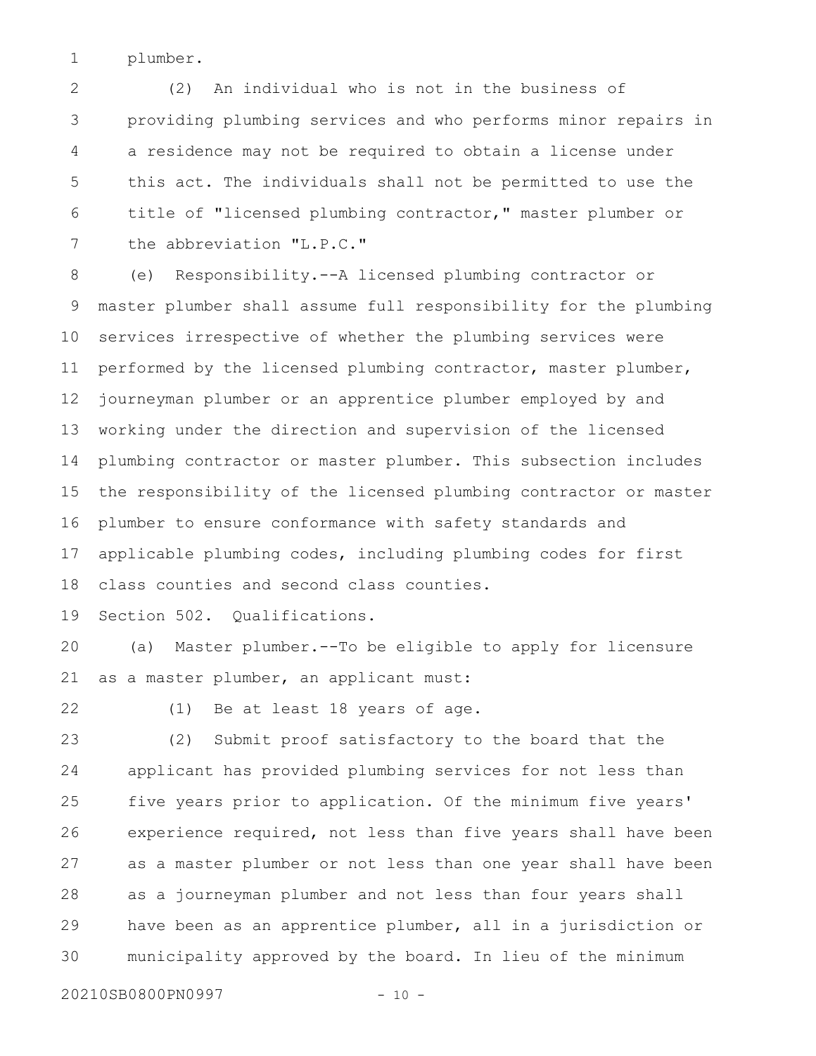plumber.

(2) An individual who is not in the business of providing plumbing services and who performs minor repairs in a residence may not be required to obtain a license under this act. The individuals shall not be permitted to use the title of "licensed plumbing contractor," master plumber or the abbreviation "L.P.C."

(e) Responsibility.--A licensed plumbing contractor or master plumber shall assume full responsibility for the plumbing services irrespective of whether the plumbing services were performed by the licensed plumbing contractor, master plumber, journeyman plumber or an apprentice plumber employed by and working under the direction and supervision of the licensed plumbing contractor or master plumber. This subsection includes the responsibility of the licensed plumbing contractor or master plumber to ensure conformance with safety standards and applicable plumbing codes, including plumbing codes for first class counties and second class counties.

Section 502. Qualifications.

(a) Master plumber.--To be eligible to apply for licensure as a master plumber, an applicant must:

(1) Be at least 18 years of age.

(2) Submit proof satisfactory to the board that the applicant has provided plumbing services for not less than five years prior to application. Of the minimum five years' experience required, not less than five years shall have been as a master plumber or not less than one year shall have been as a journeyman plumber and not less than four years shall have been as an apprentice plumber, all in a jurisdiction or municipality approved by the board. In lieu of the minimum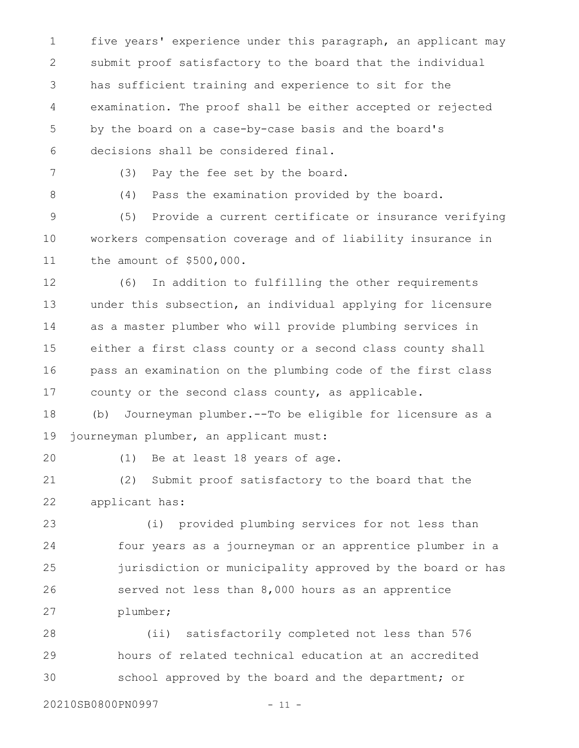five years' experience under this paragraph, an applicant may submit proof satisfactory to the board that the individual has sufficient training and experience to sit for the examination. The proof shall be either accepted or rejected by the board on a case-by-case basis and the board's decisions shall be considered final.

(3) Pay the fee set by the board.

(4) Pass the examination provided by the board.

(5) Provide a current certificate or insurance verifying workers compensation coverage and of liability insurance in the amount of $500,000.

(6) In addition to fulfilling the other requirements under this subsection, an individual applying for licensure as a master plumber who will provide plumbing services in either a first class county or a second class county shall pass an examination on the plumbing code of the first class county or the second class county, as applicable.

(b) Journeyman plumber.--To be eligible for licensure as a journeyman plumber, an applicant must:

(1) Be at least 18 years of age.

(2) Submit proof satisfactory to the board that the applicant has:

(i) provided plumbing services for not less than four years as a journeyman or an apprentice plumber in a jurisdiction or municipality approved by the board or has served not less than 8,000 hours as an apprentice plumber;

(ii) satisfactorily completed not less than 576 hours of related technical education at an accredited school approved by the board and the department; or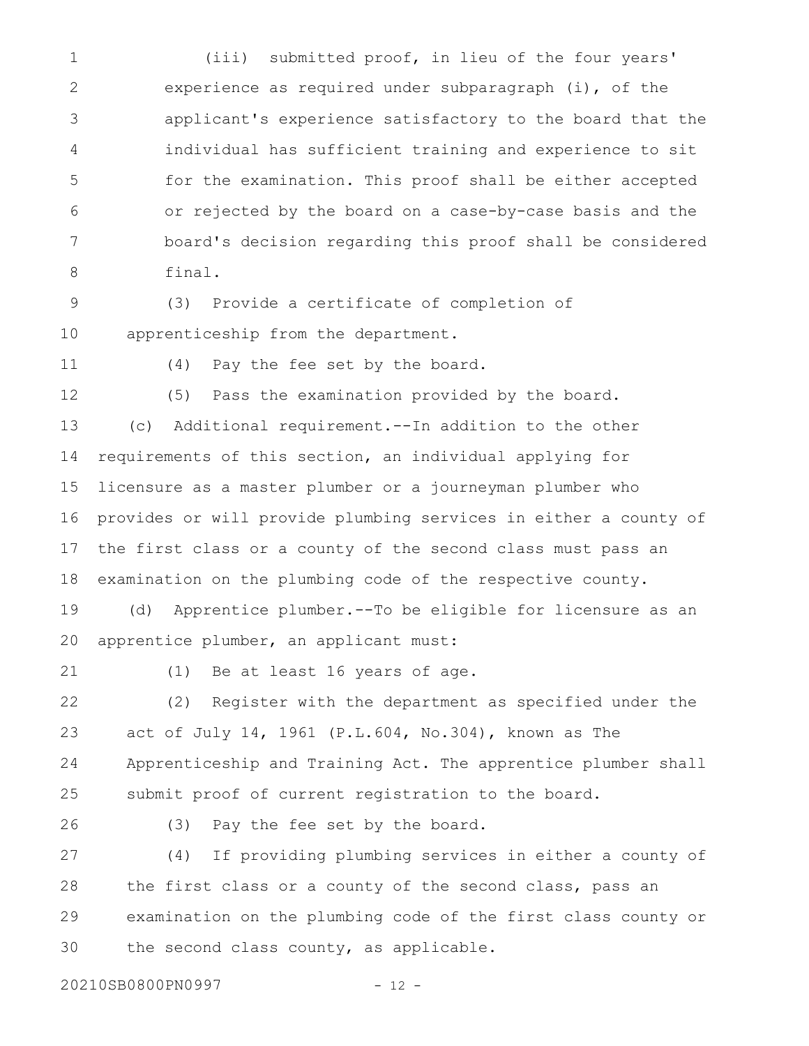(iii) submitted proof, in lieu of the four years' experience as required under subparagraph (i), of the applicant's experience satisfactory to the board that the individual has sufficient training and experience to sit for the examination. This proof shall be either accepted or rejected by the board on a case-by-case basis and the board's decision regarding this proof shall be considered final.

(3) Provide a certificate of completion of apprenticeship from the department.

(4) Pay the fee set by the board.

(5) Pass the examination provided by the board.

(c) Additional requirement.--In addition to the other requirements of this section, an individual applying for licensure as a master plumber or a journeyman plumber who provides or will provide plumbing services in either a county of the first class or a county of the second class must pass an examination on the plumbing code of the respective county.

(d) Apprentice plumber.--To be eligible for licensure as an apprentice plumber, an applicant must:

(1) Be at least 16 years of age.

(2) Register with the department as specified under the act of July 14, 1961 (P.L.604, No.304), known as The Apprenticeship and Training Act. The apprentice plumber shall submit proof of current registration to the board.

(3) Pay the fee set by the board.

(4) If providing plumbing services in either a county of the first class or a county of the second class, pass an examination on the plumbing code of the first class county or the second class county, as applicable.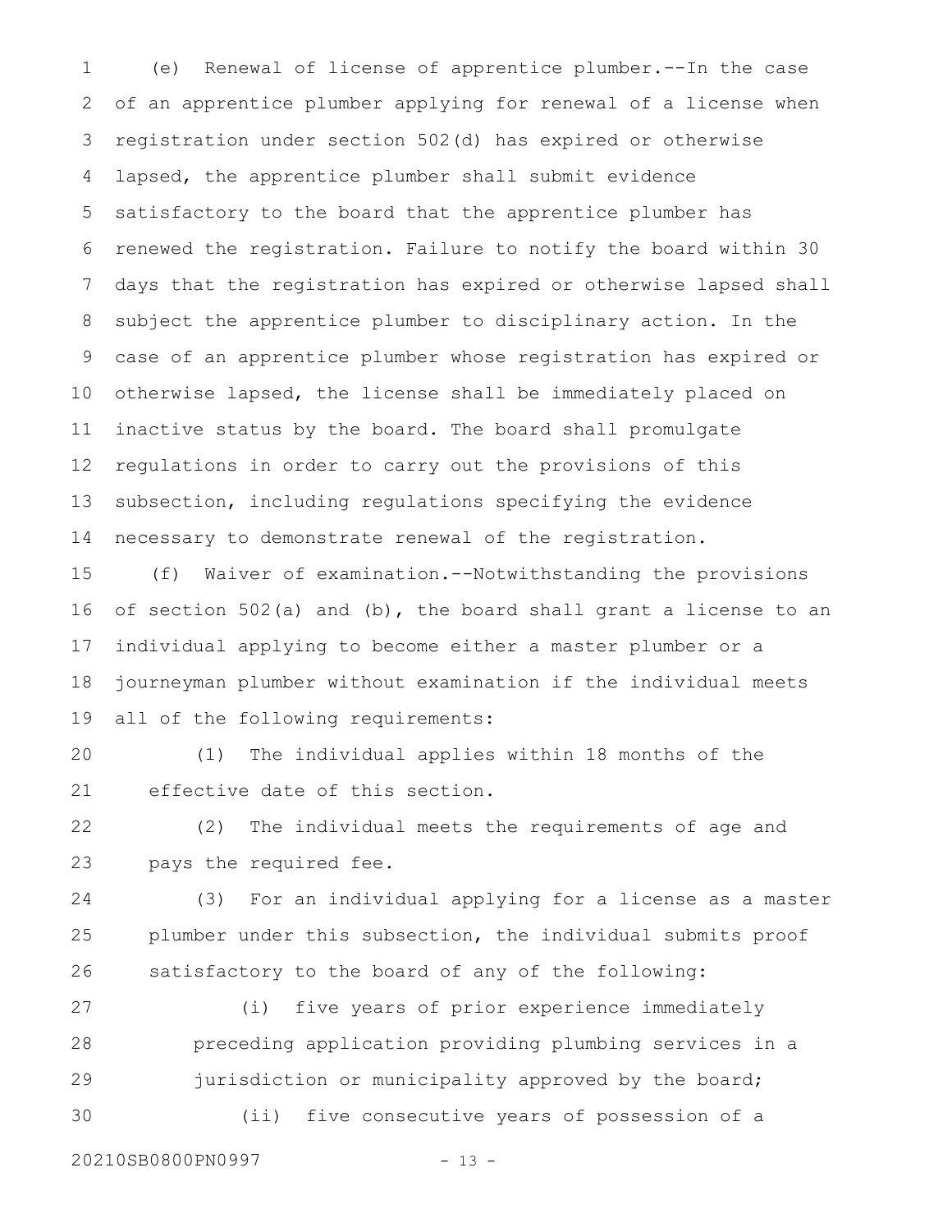(e) Renewal of license of apprentice plumber.--In the case of an apprentice plumber applying for renewal of a license when registration under section 502(d) has expired or otherwise lapsed, the apprentice plumber shall submit evidence satisfactory to the board that the apprentice plumber has renewed the registration. Failure to notify the board within 30 days that the registration has expired or otherwise lapsed shall subject the apprentice plumber to disciplinary action. In the case of an apprentice plumber whose registration has expired or otherwise lapsed, the license shall be immediately placed on inactive status by the board. The board shall promulgate regulations in order to carry out the provisions of this subsection, including regulations specifying the evidence necessary to demonstrate renewal of the registration.

(f) Waiver of examination.--Notwithstanding the provisions of section 502(a) and (b), the board shall grant a license to an individual applying to become either a master plumber or a journeyman plumber without examination if the individual meets all of the following requirements:

(1) The individual applies within 18 months of the effective date of this section.

(2) The individual meets the requirements of age and pays the required fee.

(3) For an individual applying for a license as a master plumber under this subsection, the individual submits proof satisfactory to the board of any of the following:

(i) five years of prior experience immediately preceding application providing plumbing services in a jurisdiction or municipality approved by the board;

(ii) five consecutive years of possession of a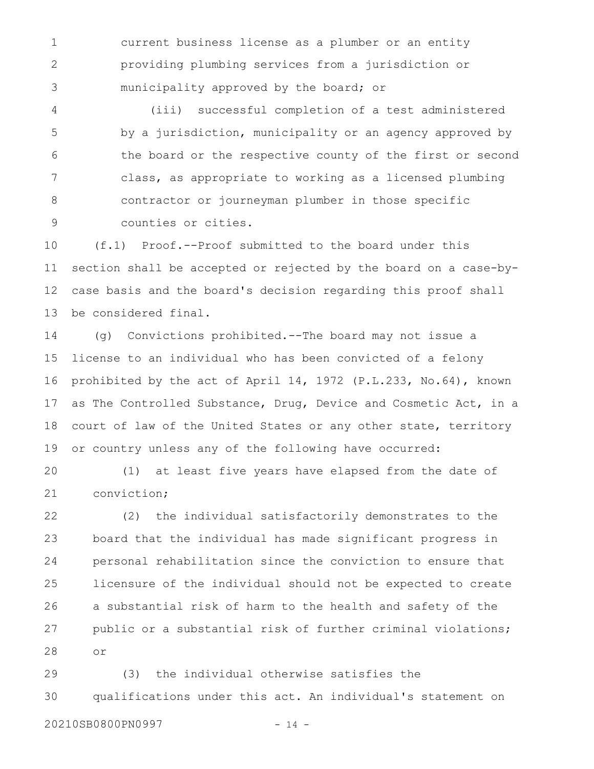current business license as a plumber or an entity providing plumbing services from a jurisdiction or municipality approved by the board; or

(iii) successful completion of a test administered by a jurisdiction, municipality or an agency approved by the board or the respective county of the first or second class, as appropriate to working as a licensed plumbing contractor or journeyman plumber in those specific counties or cities.

(f.1) Proof.--Proof submitted to the board under this section shall be accepted or rejected by the board on a case-by-case basis and the board's decision regarding this proof shall be considered final.

(g) Convictions prohibited.--The board may not issue a license to an individual who has been convicted of a felony prohibited by the act of April 14, 1972 (P.L.233, No.64), known as The Controlled Substance, Drug, Device and Cosmetic Act, in a court of law of the United States or any other state, territory or country unless any of the following have occurred:

(1) at least five years have elapsed from the date of conviction;

(2) the individual satisfactorily demonstrates to the board that the individual has made significant progress in personal rehabilitation since the conviction to ensure that licensure of the individual should not be expected to create a substantial risk of harm to the health and safety of the public or a substantial risk of further criminal violations; or

(3) the individual otherwise satisfies the qualifications under this act. An individual's statement on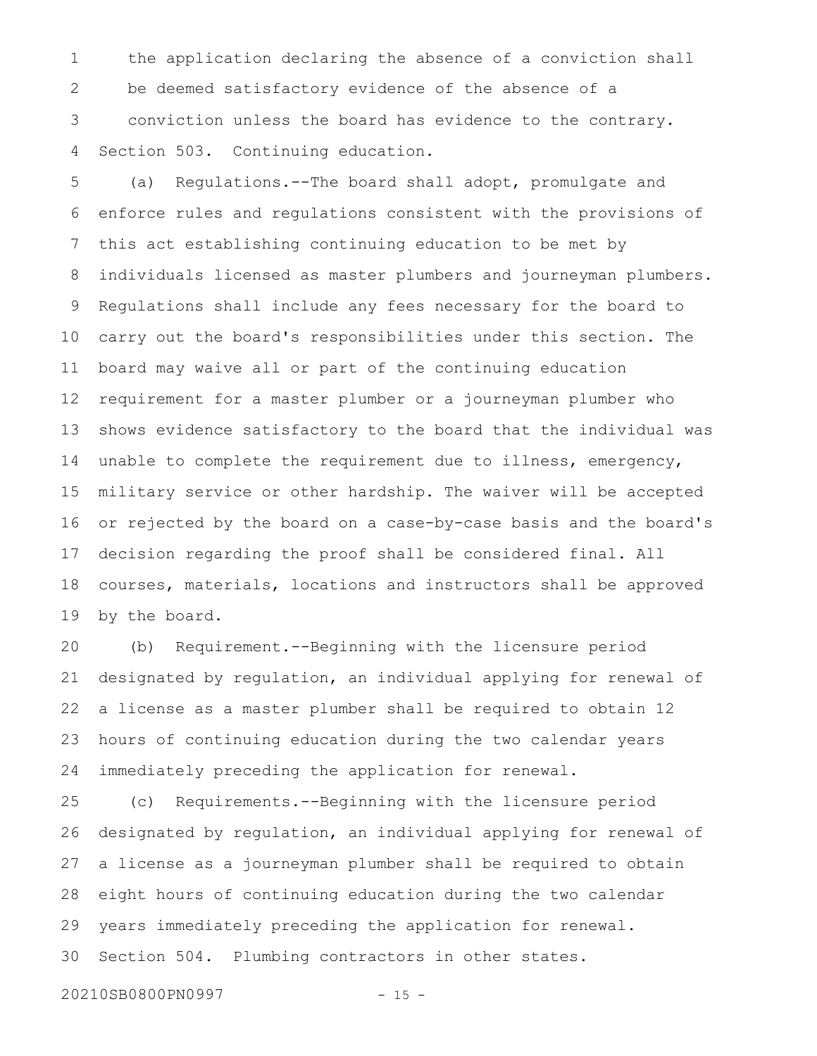the application declaring the absence of a conviction shall be deemed satisfactory evidence of the absence of a conviction unless the board has evidence to the contrary.

Section 503. Continuing education.

(a) Regulations.--The board shall adopt, promulgate and enforce rules and regulations consistent with the provisions of this act establishing continuing education to be met by individuals licensed as master plumbers and journeyman plumbers. Regulations shall include any fees necessary for the board to carry out the board's responsibilities under this section. The board may waive all or part of the continuing education requirement for a master plumber or a journeyman plumber who shows evidence satisfactory to the board that the individual was unable to complete the requirement due to illness, emergency, military service or other hardship. The waiver will be accepted or rejected by the board on a case-by-case basis and the board's decision regarding the proof shall be considered final. All courses, materials, locations and instructors shall be approved by the board.

(b) Requirement.--Beginning with the licensure period designated by regulation, an individual applying for renewal of a license as a master plumber shall be required to obtain 12 hours of continuing education during the two calendar years immediately preceding the application for renewal.

(c) Requirements.--Beginning with the licensure period designated by regulation, an individual applying for renewal of a license as a journeyman plumber shall be required to obtain eight hours of continuing education during the two calendar years immediately preceding the application for renewal.

Section 504. Plumbing contractors in other states.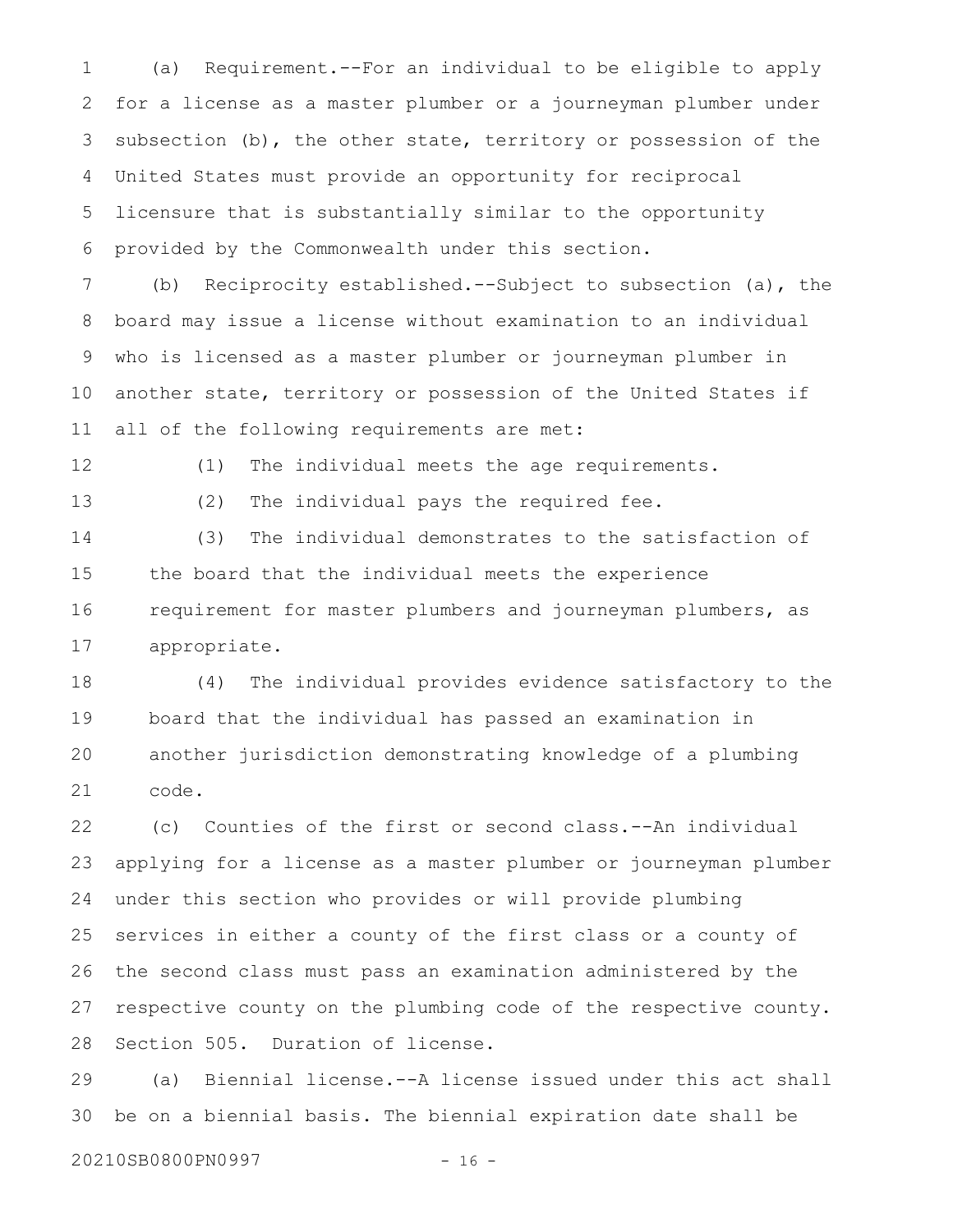(a) Requirement.--For an individual to be eligible to apply for a license as a master plumber or a journeyman plumber under subsection (b), the other state, territory or possession of the United States must provide an opportunity for reciprocal licensure that is substantially similar to the opportunity provided by the Commonwealth under this section.

(b) Reciprocity established.--Subject to subsection (a), the board may issue a license without examination to an individual who is licensed as a master plumber or journeyman plumber in another state, territory or possession of the United States if all of the following requirements are met:

(1) The individual meets the age requirements.

(2) The individual pays the required fee.

(3) The individual demonstrates to the satisfaction of the board that the individual meets the experience requirement for master plumbers and journeyman plumbers, as appropriate.

(4) The individual provides evidence satisfactory to the board that the individual has passed an examination in another jurisdiction demonstrating knowledge of a plumbing code.

(c) Counties of the first or second class.--An individual applying for a license as a master plumber or journeyman plumber under this section who provides or will provide plumbing services in either a county of the first class or a county of the second class must pass an examination administered by the respective county on the plumbing code of the respective county.

Section 505. Duration of license.

(a) Biennial license.--A license issued under this act shall be on a biennial basis. The biennial expiration date shall be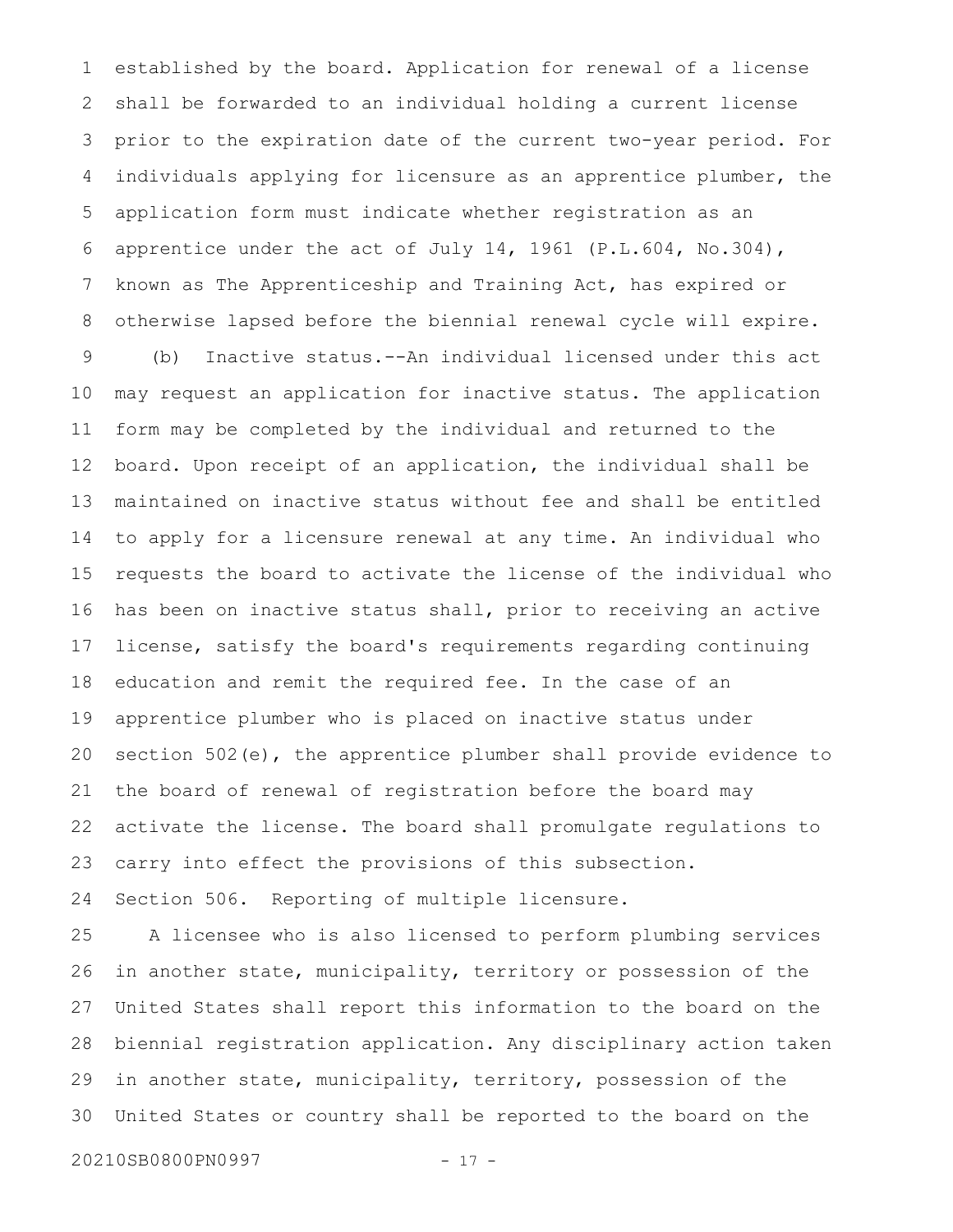established by the board. Application for renewal of a license shall be forwarded to an individual holding a current license prior to the expiration date of the current two-year period. For individuals applying for licensure as an apprentice plumber, the application form must indicate whether registration as an apprentice under the act of July 14, 1961 (P.L.604, No.304), known as The Apprenticeship and Training Act, has expired or otherwise lapsed before the biennial renewal cycle will expire.

(b) Inactive status.--An individual licensed under this act may request an application for inactive status. The application form may be completed by the individual and returned to the board. Upon receipt of an application, the individual shall be maintained on inactive status without fee and shall be entitled to apply for a licensure renewal at any time. An individual who requests the board to activate the license of the individual who has been on inactive status shall, prior to receiving an active license, satisfy the board's requirements regarding continuing education and remit the required fee. In the case of an apprentice plumber who is placed on inactive status under section 502(e), the apprentice plumber shall provide evidence to the board of renewal of registration before the board may activate the license. The board shall promulgate regulations to carry into effect the provisions of this subsection.

Section 506. Reporting of multiple licensure.

A licensee who is also licensed to perform plumbing services in another state, municipality, territory or possession of the United States shall report this information to the board on the biennial registration application. Any disciplinary action taken in another state, municipality, territory, possession of the United States or country shall be reported to the board on the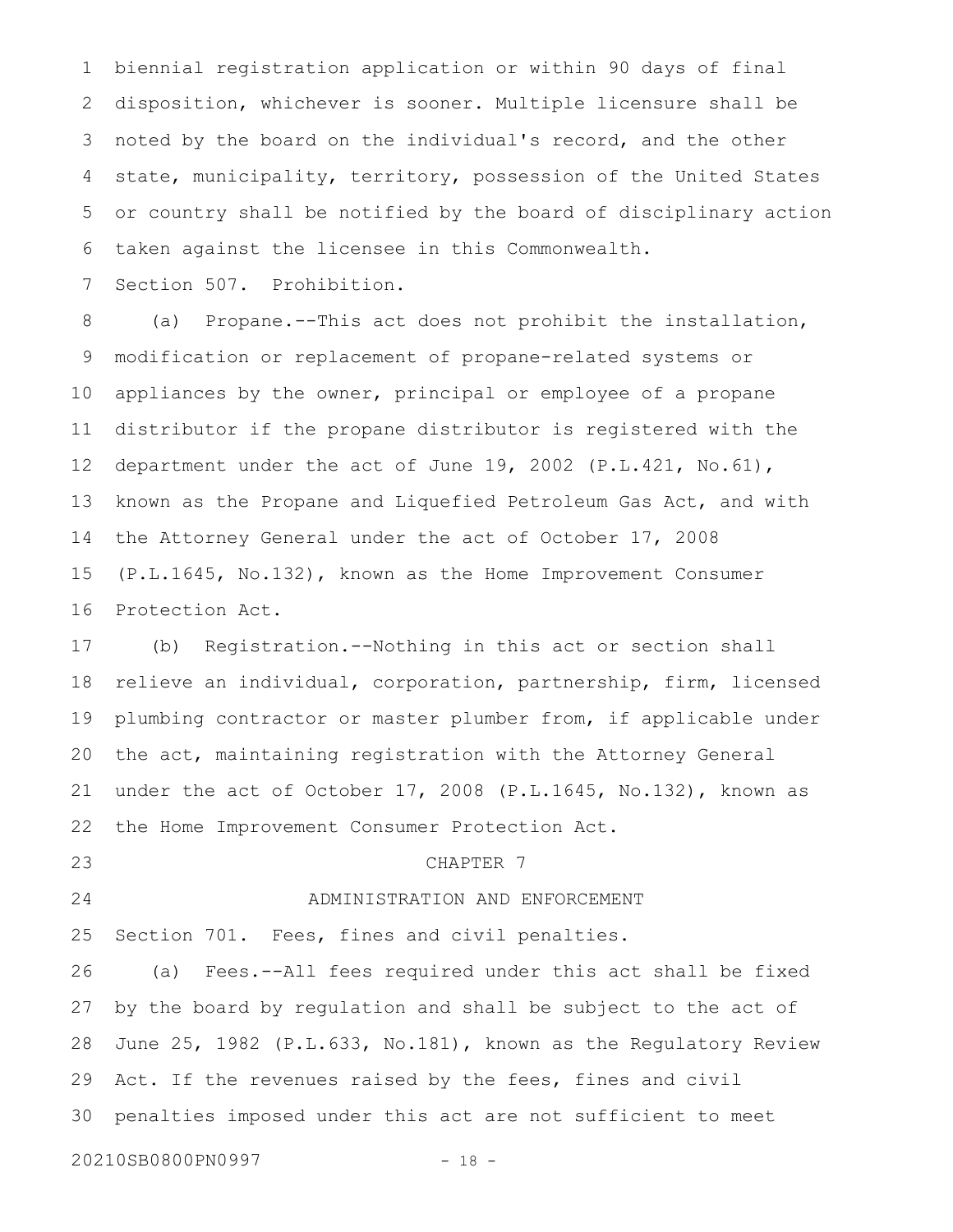biennial registration application or within 90 days of final disposition, whichever is sooner. Multiple licensure shall be noted by the board on the individual's record, and the other state, municipality, territory, possession of the United States or country shall be notified by the board of disciplinary action taken against the licensee in this Commonwealth.

Section 507. Prohibition.

(a) Propane.--This act does not prohibit the installation, modification or replacement of propane-related systems or appliances by the owner, principal or employee of a propane distributor if the propane distributor is registered with the department under the act of June 19, 2002 (P.L.421, No.61), known as the Propane and Liquefied Petroleum Gas Act, and with the Attorney General under the act of October 17, 2008 (P.L.1645, No.132), known as the Home Improvement Consumer Protection Act.

(b) Registration.--Nothing in this act or section shall relieve an individual, corporation, partnership, firm, licensed plumbing contractor or master plumber from, if applicable under the act, maintaining registration with the Attorney General under the act of October 17, 2008 (P.L.1645, No.132), known as the Home Improvement Consumer Protection Act.

## CHAPTER 7

## ADMINISTRATION AND ENFORCEMENT

Section 701. Fees, fines and civil penalties.

(a) Fees.--All fees required under this act shall be fixed by the board by regulation and shall be subject to the act of June 25, 1982 (P.L.633, No.181), known as the Regulatory Review Act. If the revenues raised by the fees, fines and civil penalties imposed under this act are not sufficient to meet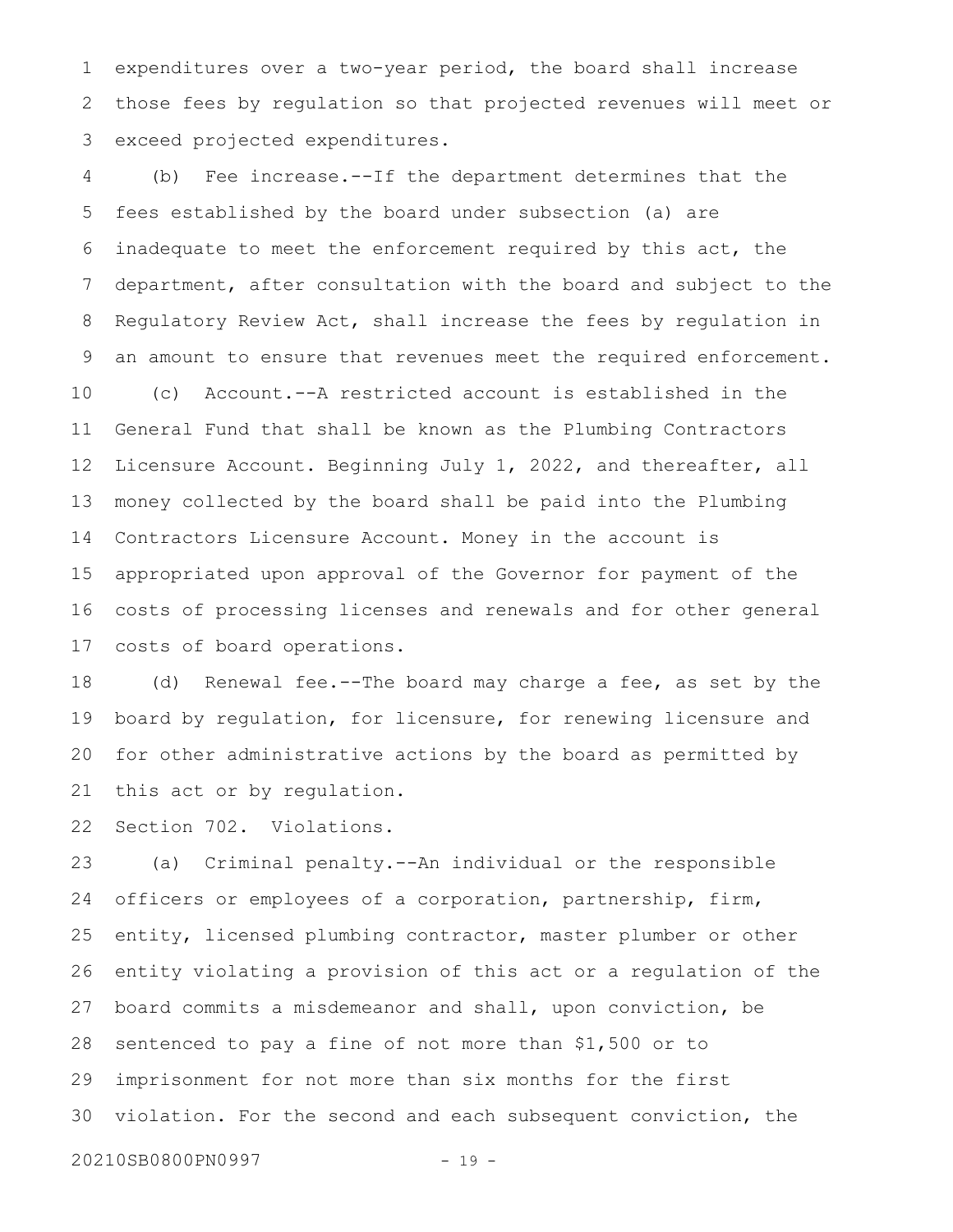expenditures over a two-year period, the board shall increase those fees by regulation so that projected revenues will meet or exceed projected expenditures.

(b) Fee increase.--If the department determines that the fees established by the board under subsection (a) are inadequate to meet the enforcement required by this act, the department, after consultation with the board and subject to the Regulatory Review Act, shall increase the fees by regulation in an amount to ensure that revenues meet the required enforcement.

(c) Account.--A restricted account is established in the General Fund that shall be known as the Plumbing Contractors Licensure Account. Beginning July 1, 2022, and thereafter, all money collected by the board shall be paid into the Plumbing Contractors Licensure Account. Money in the account is appropriated upon approval of the Governor for payment of the costs of processing licenses and renewals and for other general costs of board operations.

(d) Renewal fee.--The board may charge a fee, as set by the board by regulation, for licensure, for renewing licensure and for other administrative actions by the board as permitted by this act or by regulation.

Section 702. Violations.

(a) Criminal penalty.--An individual or the responsible officers or employees of a corporation, partnership, firm, entity, licensed plumbing contractor, master plumber or other entity violating a provision of this act or a regulation of the board commits a misdemeanor and shall, upon conviction, be sentenced to pay a fine of not more than $1,500 or to imprisonment for not more than six months for the first violation. For the second and each subsequent conviction, the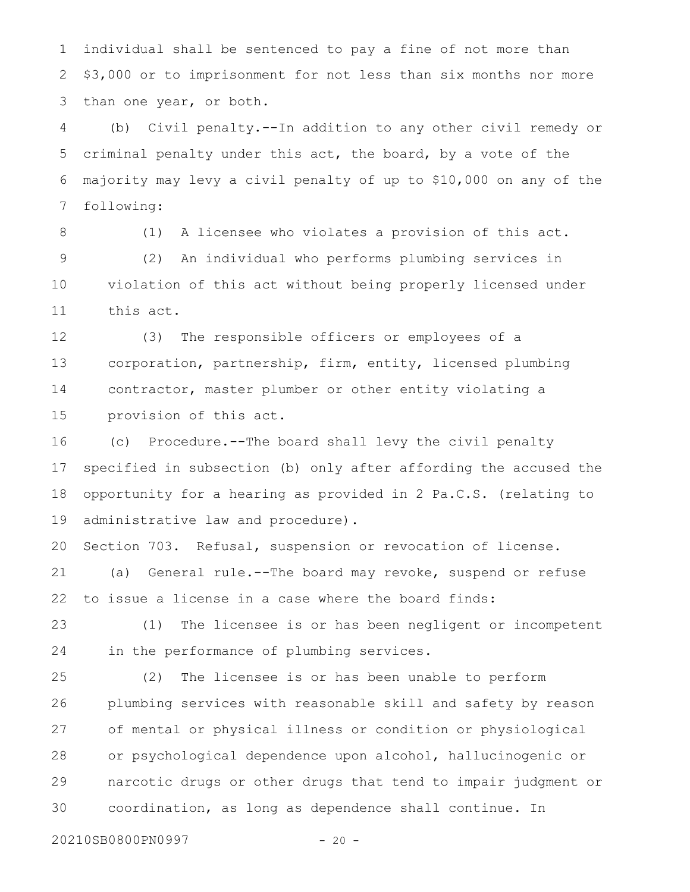individual shall be sentenced to pay a fine of not more than $3,000 or to imprisonment for not less than six months nor more than one year, or both.

(b) Civil penalty.--In addition to any other civil remedy or criminal penalty under this act, the board, by a vote of the majority may levy a civil penalty of up to $10,000 on any of the following:

(1) A licensee who violates a provision of this act.

(2) An individual who performs plumbing services in violation of this act without being properly licensed under this act.

(3) The responsible officers or employees of a corporation, partnership, firm, entity, licensed plumbing contractor, master plumber or other entity violating a provision of this act.

(c) Procedure.--The board shall levy the civil penalty specified in subsection (b) only after affording the accused the opportunity for a hearing as provided in 2 Pa.C.S. (relating to administrative law and procedure).

Section 703. Refusal, suspension or revocation of license.

(a) General rule.--The board may revoke, suspend or refuse to issue a license in a case where the board finds:

(1) The licensee is or has been negligent or incompetent in the performance of plumbing services.

(2) The licensee is or has been unable to perform plumbing services with reasonable skill and safety by reason of mental or physical illness or condition or physiological or psychological dependence upon alcohol, hallucinogenic or narcotic drugs or other drugs that tend to impair judgment or coordination, as long as dependence shall continue. In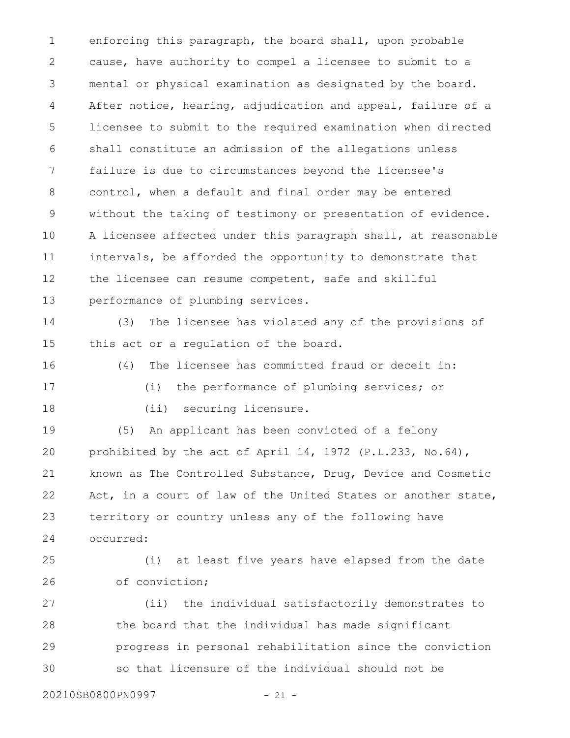enforcing this paragraph, the board shall, upon probable cause, have authority to compel a licensee to submit to a mental or physical examination as designated by the board. After notice, hearing, adjudication and appeal, failure of a licensee to submit to the required examination when directed shall constitute an admission of the allegations unless failure is due to circumstances beyond the licensee's control, when a default and final order may be entered without the taking of testimony or presentation of evidence. A licensee affected under this paragraph shall, at reasonable intervals, be afforded the opportunity to demonstrate that the licensee can resume competent, safe and skillful performance of plumbing services.

(3) The licensee has violated any of the provisions of this act or a regulation of the board.

(4) The licensee has committed fraud or deceit in:

(i) the performance of plumbing services; or

(ii) securing licensure.

(5) An applicant has been convicted of a felony prohibited by the act of April 14, 1972 (P.L.233, No.64), known as The Controlled Substance, Drug, Device and Cosmetic Act, in a court of law of the United States or another state, territory or country unless any of the following have occurred:

(i) at least five years have elapsed from the date of conviction;

(ii) the individual satisfactorily demonstrates to the board that the individual has made significant progress in personal rehabilitation since the conviction so that licensure of the individual should not be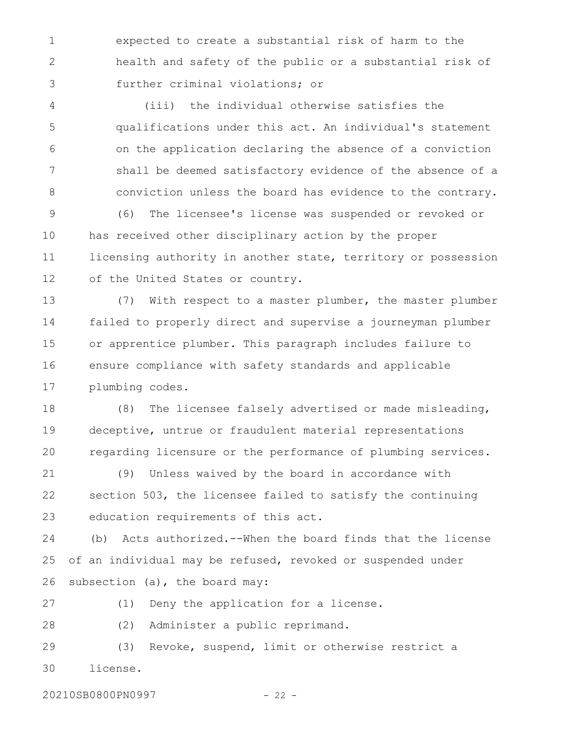expected to create a substantial risk of harm to the health and safety of the public or a substantial risk of further criminal violations; or

(iii) the individual otherwise satisfies the qualifications under this act. An individual's statement on the application declaring the absence of a conviction shall be deemed satisfactory evidence of the absence of a conviction unless the board has evidence to the contrary.

(6) The licensee's license was suspended or revoked or has received other disciplinary action by the proper licensing authority in another state, territory or possession of the United States or country.

(7) With respect to a master plumber, the master plumber failed to properly direct and supervise a journeyman plumber or apprentice plumber. This paragraph includes failure to ensure compliance with safety standards and applicable plumbing codes.

(8) The licensee falsely advertised or made misleading, deceptive, untrue or fraudulent material representations regarding licensure or the performance of plumbing services.

(9) Unless waived by the board in accordance with section 503, the licensee failed to satisfy the continuing education requirements of this act.

(b) Acts authorized.--When the board finds that the license of an individual may be refused, revoked or suspended under subsection (a), the board may:

(1) Deny the application for a license.

(2) Administer a public reprimand.

(3) Revoke, suspend, limit or otherwise restrict a license.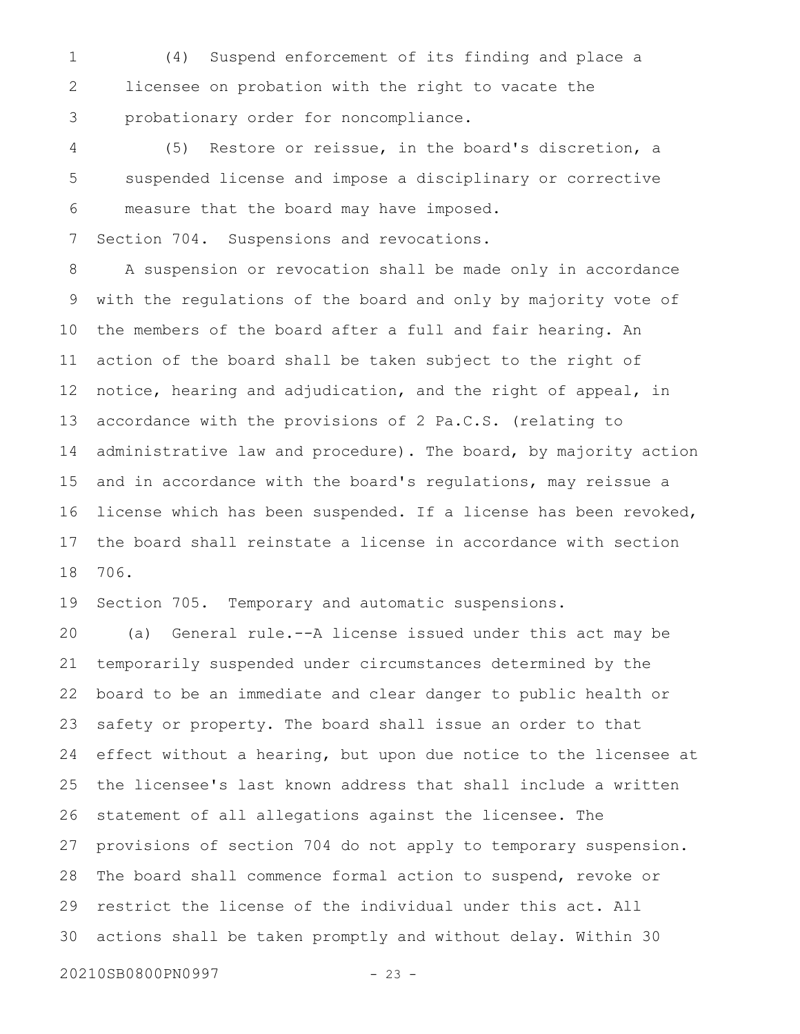(4) Suspend enforcement of its finding and place a licensee on probation with the right to vacate the probationary order for noncompliance.

(5) Restore or reissue, in the board's discretion, a suspended license and impose a disciplinary or corrective measure that the board may have imposed.

Section 704. Suspensions and revocations.

A suspension or revocation shall be made only in accordance with the regulations of the board and only by majority vote of the members of the board after a full and fair hearing. An action of the board shall be taken subject to the right of notice, hearing and adjudication, and the right of appeal, in accordance with the provisions of 2 Pa.C.S. (relating to administrative law and procedure). The board, by majority action and in accordance with the board's regulations, may reissue a license which has been suspended. If a license has been revoked, the board shall reinstate a license in accordance with section 706.

Section 705. Temporary and automatic suspensions.

(a) General rule.--A license issued under this act may be temporarily suspended under circumstances determined by the board to be an immediate and clear danger to public health or safety or property. The board shall issue an order to that effect without a hearing, but upon due notice to the licensee at the licensee's last known address that shall include a written statement of all allegations against the licensee. The provisions of section 704 do not apply to temporary suspension. The board shall commence formal action to suspend, revoke or restrict the license of the individual under this act. All actions shall be taken promptly and without delay. Within 30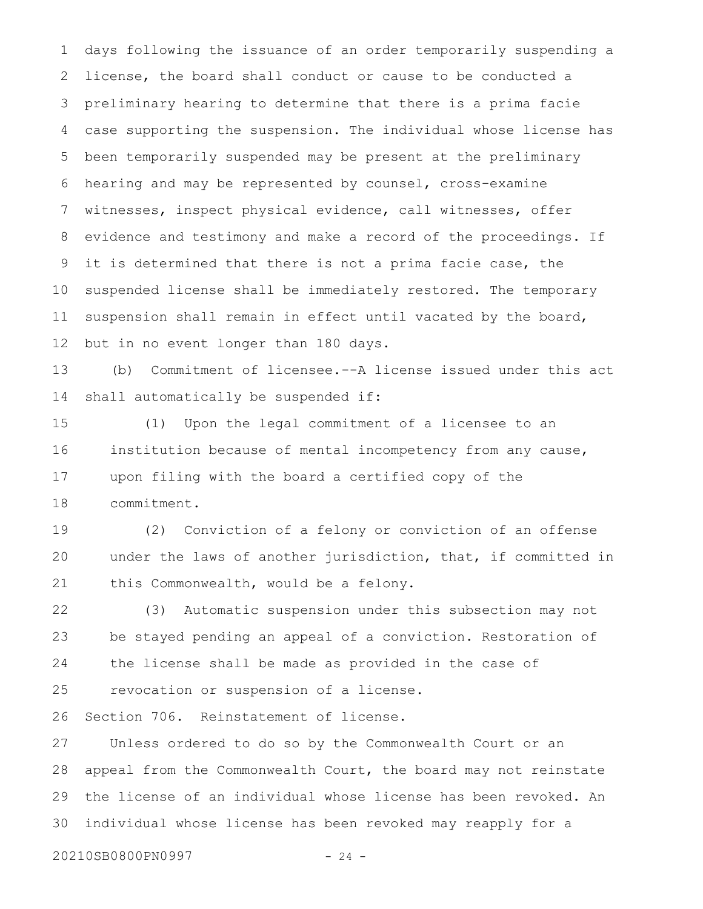days following the issuance of an order temporarily suspending a license, the board shall conduct or cause to be conducted a preliminary hearing to determine that there is a prima facie case supporting the suspension. The individual whose license has been temporarily suspended may be present at the preliminary hearing and may be represented by counsel, cross-examine witnesses, inspect physical evidence, call witnesses, offer evidence and testimony and make a record of the proceedings. If it is determined that there is not a prima facie case, the suspended license shall be immediately restored. The temporary suspension shall remain in effect until vacated by the board, but in no event longer than 180 days.

(b) Commitment of licensee.--A license issued under this act shall automatically be suspended if:

(1) Upon the legal commitment of a licensee to an institution because of mental incompetency from any cause, upon filing with the board a certified copy of the commitment.

(2) Conviction of a felony or conviction of an offense under the laws of another jurisdiction, that, if committed in this Commonwealth, would be a felony.

(3) Automatic suspension under this subsection may not be stayed pending an appeal of a conviction. Restoration of the license shall be made as provided in the case of revocation or suspension of a license.

Section 706. Reinstatement of license.

Unless ordered to do so by the Commonwealth Court or an appeal from the Commonwealth Court, the board may not reinstate the license of an individual whose license has been revoked. An individual whose license has been revoked may reapply for a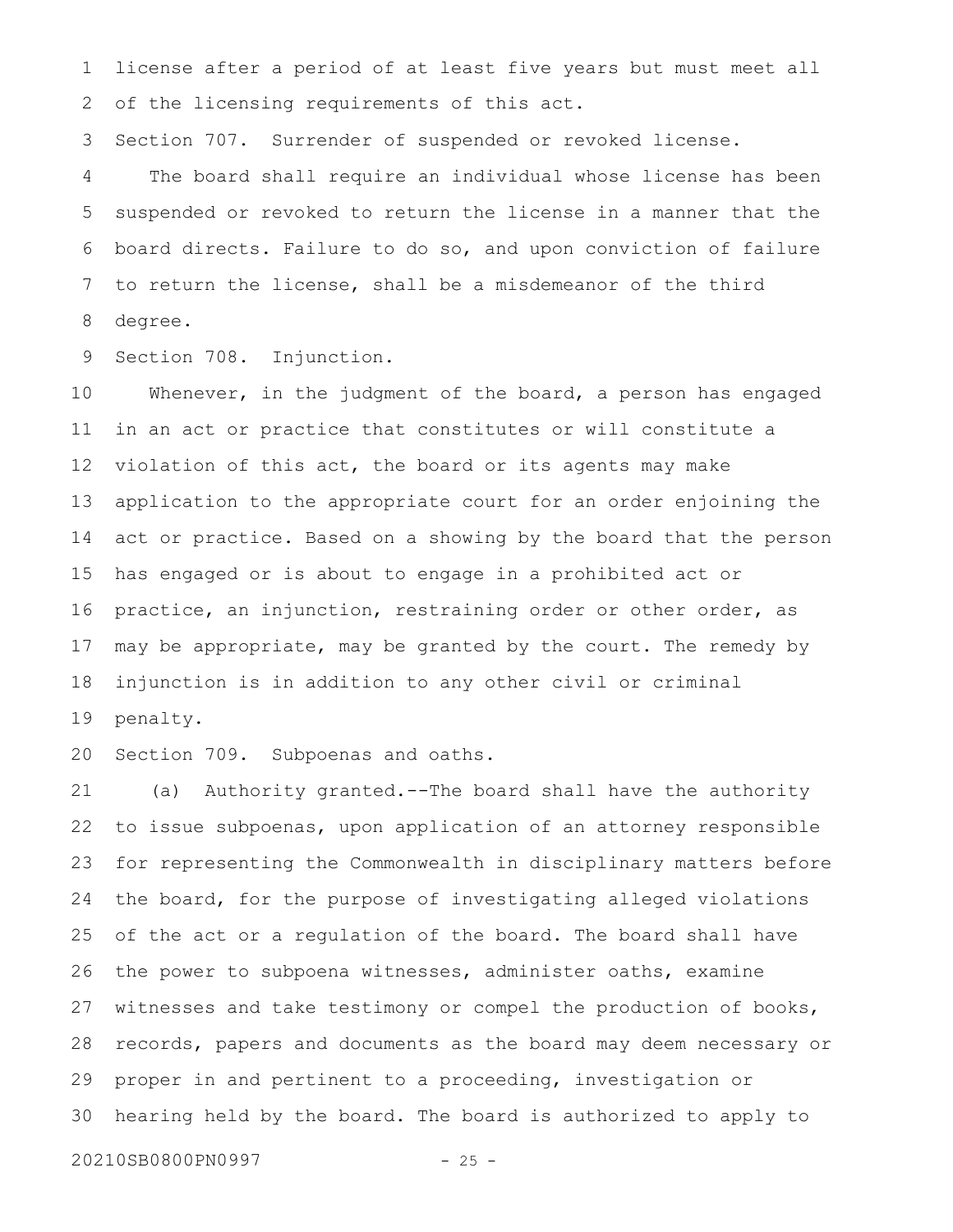license after a period of at least five years but must meet all of the licensing requirements of this act.

Section 707. Surrender of suspended or revoked license.

The board shall require an individual whose license has been suspended or revoked to return the license in a manner that the board directs. Failure to do so, and upon conviction of failure to return the license, shall be a misdemeanor of the third degree.

Section 708. Injunction.

Whenever, in the judgment of the board, a person has engaged in an act or practice that constitutes or will constitute a violation of this act, the board or its agents may make application to the appropriate court for an order enjoining the act or practice. Based on a showing by the board that the person has engaged or is about to engage in a prohibited act or practice, an injunction, restraining order or other order, as may be appropriate, may be granted by the court. The remedy by injunction is in addition to any other civil or criminal penalty.

Section 709. Subpoenas and oaths.

(a) Authority granted.--The board shall have the authority to issue subpoenas, upon application of an attorney responsible for representing the Commonwealth in disciplinary matters before the board, for the purpose of investigating alleged violations of the act or a regulation of the board. The board shall have the power to subpoena witnesses, administer oaths, examine witnesses and take testimony or compel the production of books, records, papers and documents as the board may deem necessary or proper in and pertinent to a proceeding, investigation or hearing held by the board. The board is authorized to apply to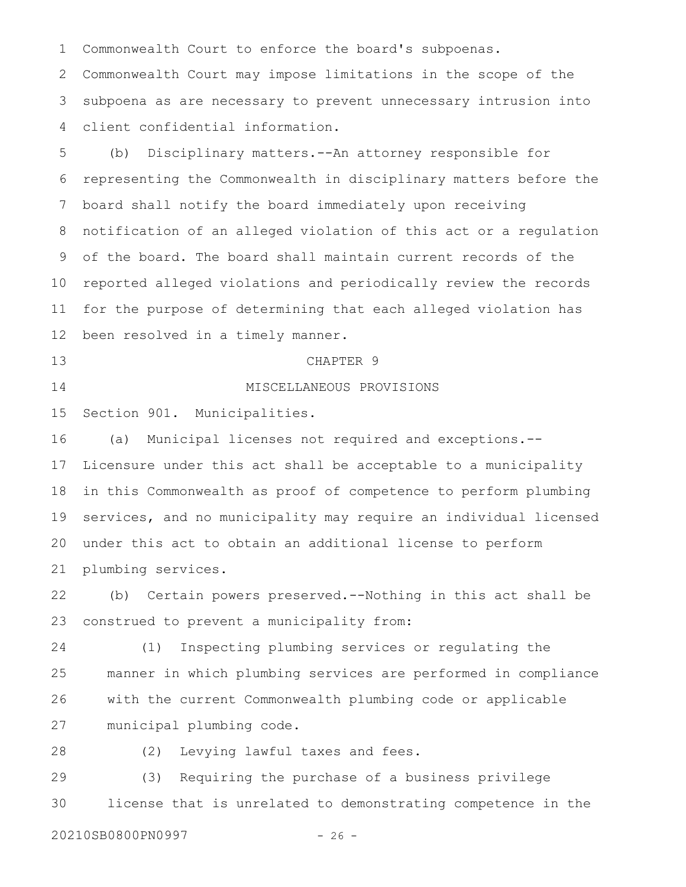Commonwealth Court to enforce the board's subpoenas. Commonwealth Court may impose limitations in the scope of the subpoena as are necessary to prevent unnecessary intrusion into client confidential information.

(b) Disciplinary matters.--An attorney responsible for representing the Commonwealth in disciplinary matters before the board shall notify the board immediately upon receiving notification of an alleged violation of this act or a regulation of the board. The board shall maintain current records of the reported alleged violations and periodically review the records for the purpose of determining that each alleged violation has been resolved in a timely manner.

## CHAPTER 9

## MISCELLANEOUS PROVISIONS

Section 901. Municipalities.

(a) Municipal licenses not required and exceptions.--Licensure under this act shall be acceptable to a municipality in this Commonwealth as proof of competence to perform plumbing services, and no municipality may require an individual licensed under this act to obtain an additional license to perform plumbing services.

(b) Certain powers preserved.--Nothing in this act shall be construed to prevent a municipality from:

(1) Inspecting plumbing services or regulating the manner in which plumbing services are performed in compliance with the current Commonwealth plumbing code or applicable municipal plumbing code.

(2) Levying lawful taxes and fees.

(3) Requiring the purchase of a business privilege license that is unrelated to demonstrating competence in the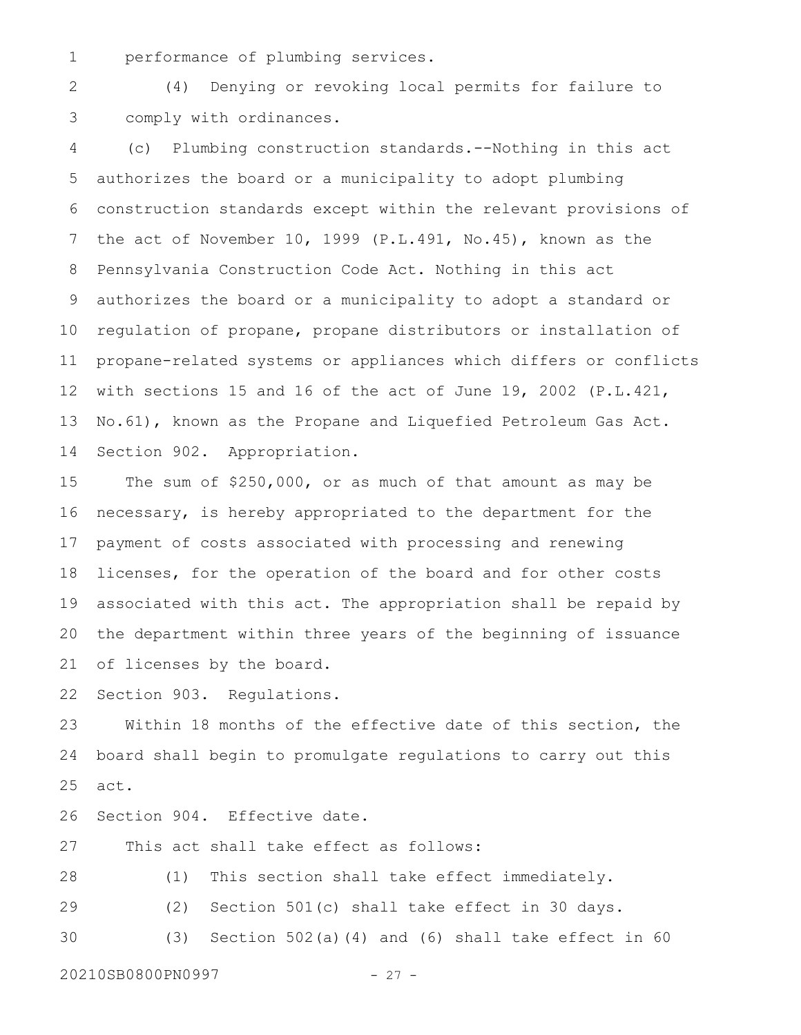performance of plumbing services.

(4) Denying or revoking local permits for failure to comply with ordinances.

(c) Plumbing construction standards.--Nothing in this act authorizes the board or a municipality to adopt plumbing construction standards except within the relevant provisions of the act of November 10, 1999 (P.L.491, No.45), known as the Pennsylvania Construction Code Act. Nothing in this act authorizes the board or a municipality to adopt a standard or regulation of propane, propane distributors or installation of propane-related systems or appliances which differs or conflicts with sections 15 and 16 of the act of June 19, 2002 (P.L.421, No.61), known as the Propane and Liquefied Petroleum Gas Act.

Section 902. Appropriation.

The sum of $250,000, or as much of that amount as may be necessary, is hereby appropriated to the department for the payment of costs associated with processing and renewing licenses, for the operation of the board and for other costs associated with this act. The appropriation shall be repaid by the department within three years of the beginning of issuance of licenses by the board.

Section 903. Regulations.

Within 18 months of the effective date of this section, the board shall begin to promulgate regulations to carry out this act.

Section 904. Effective date.

This act shall take effect as follows:

(1) This section shall take effect immediately.

(2) Section 501(c) shall take effect in 30 days.

(3) Section 502(a)(4) and (6) shall take effect in 60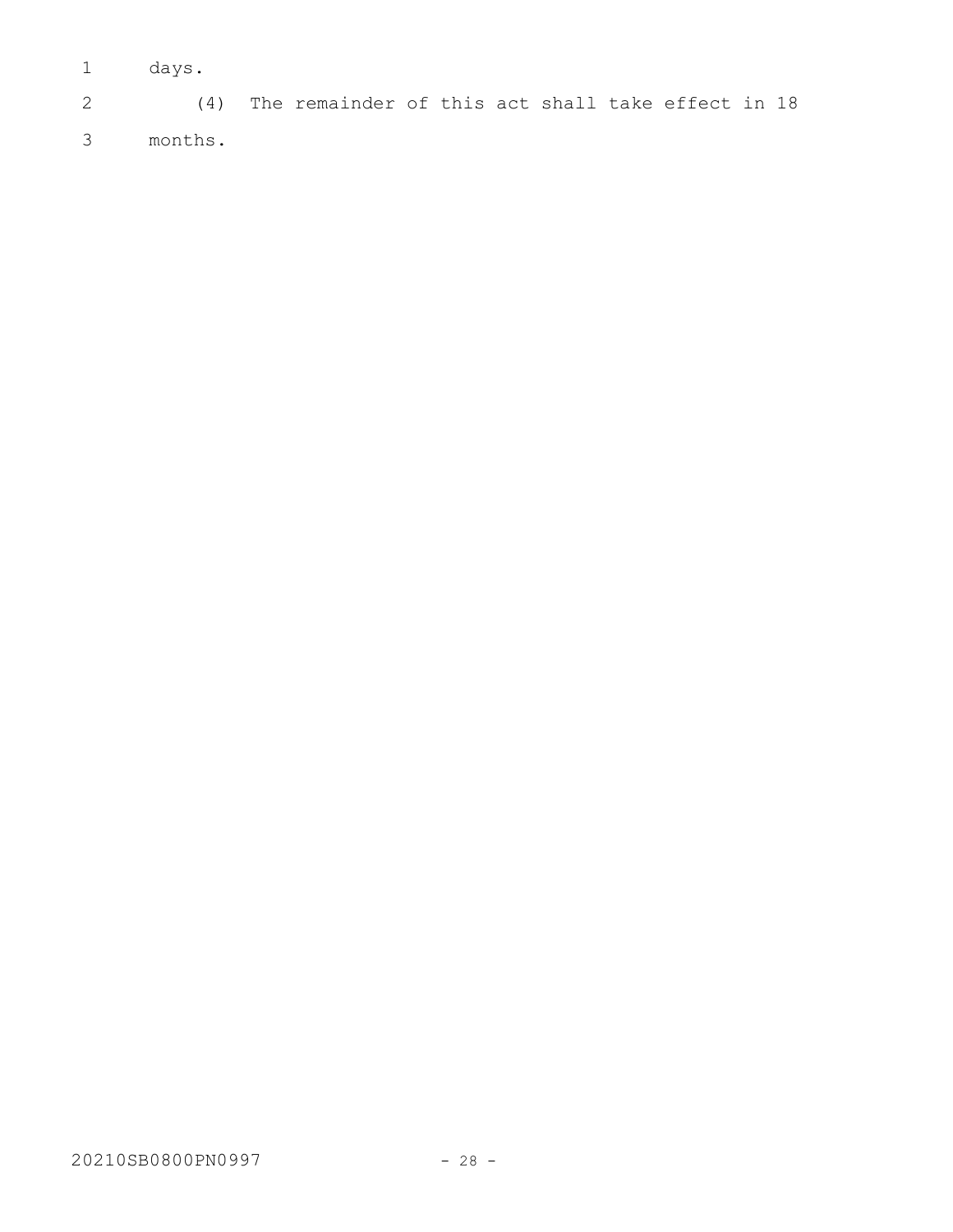days.

(4) The remainder of this act shall take effect in 18 months.